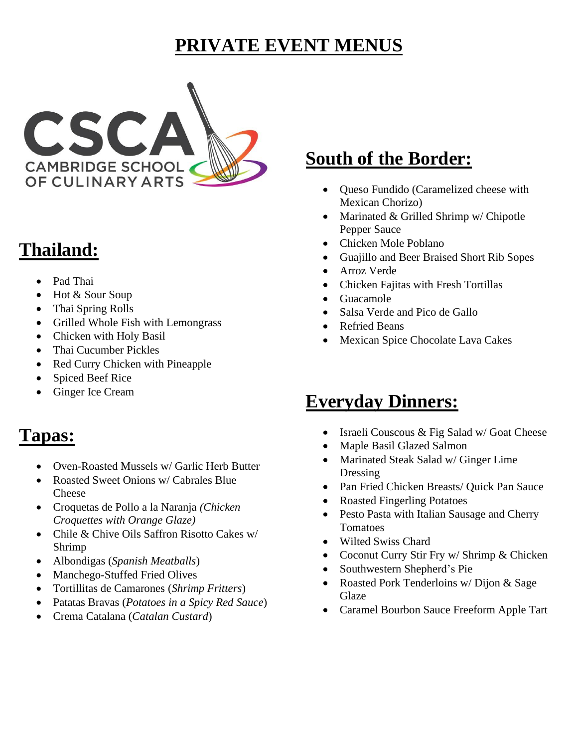# PRIVATE EVENT MENUS

CSCA
CAMBRIDGE SCHOOL OF CULINARY ARTS

## Thailand:

- Pad Thai
- Hot & Sour Soup
- Thai Spring Rolls
- Grilled Whole Fish with Lemongrass
- Chicken with Holy Basil
- Thai Cucumber Pickles
- Red Curry Chicken with Pineapple
- Spiced Beef Rice
- Ginger Ice Cream

## Tapas:

- Oven-Roasted Mussels w/ Garlic Herb Butter
- Roasted Sweet Onions w/ Cabrales Blue Cheese
- Croquetas de Pollo a la Naranja *(Chicken Croquettes with Orange Glaze)*
- Chile & Chive Oils Saffron Risotto Cakes w/ Shrimp
- Albondigas (*Spanish Meatballs*)
- Manchego-Stuffed Fried Olives
- Tortillitas de Camarones (*Shrimp Fritters*)
- Patatas Bravas (*Potatoes in a Spicy Red Sauce*)
- Crema Catalana (*Catalan Custard*)

## South of the Border:

- Queso Fundido (Caramelized cheese with Mexican Chorizo)
- Marinated & Grilled Shrimp w/ Chipotle Pepper Sauce
- Chicken Mole Poblano
- Guajillo and Beer Braised Short Rib Sopes
- Arroz Verde
- Chicken Fajitas with Fresh Tortillas
- Guacamole
- Salsa Verde and Pico de Gallo
- Refried Beans
- Mexican Spice Chocolate Lava Cakes

## Everyday Dinners:

- Israeli Couscous & Fig Salad w/ Goat Cheese
- Maple Basil Glazed Salmon
- Marinated Steak Salad w/ Ginger Lime Dressing
- Pan Fried Chicken Breasts/ Quick Pan Sauce
- Roasted Fingerling Potatoes
- Pesto Pasta with Italian Sausage and Cherry Tomatoes
- Wilted Swiss Chard
- Coconut Curry Stir Fry w/ Shrimp & Chicken
- Southwestern Shepherd's Pie
- Roasted Pork Tenderloins w/ Dijon & Sage Glaze
- Caramel Bourbon Sauce Freeform Apple Tart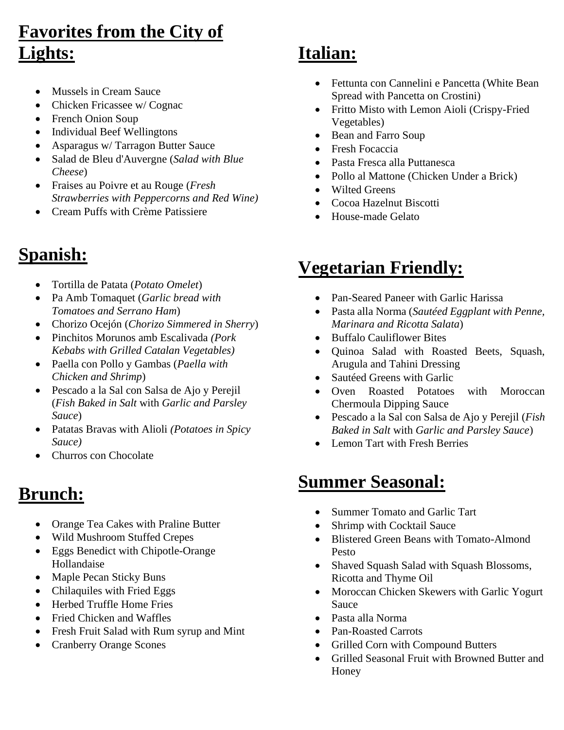## Favorites from the City of Lights:

- Mussels in Cream Sauce
- Chicken Fricassee w/ Cognac
- French Onion Soup
- Individual Beef Wellingtons
- Asparagus w/ Tarragon Butter Sauce
- Salad de Bleu d'Auvergne (*Salad with Blue Cheese*)
- Fraises au Poivre et au Rouge (*Fresh Strawberries with Peppercorns and Red Wine)*
- Cream Puffs with Crème Patissiere

## Spanish:

- Tortilla de Patata (*Potato Omelet*)
- Pa Amb Tomaquet (*Garlic bread with Tomatoes and Serrano Ham*)
- Chorizo Ocejón (*Chorizo Simmered in Sherry*)
- Pinchitos Morunos amb Escalivada *(Pork Kebabs with Grilled Catalan Vegetables)*
- Paella con Pollo y Gambas (*Paella with Chicken and Shrimp*)
- Pescado a la Sal con Salsa de Ajo y Perejil (*Fish Baked in Salt* with *Garlic and Parsley Sauce*)
- Patatas Bravas with Alioli *(Potatoes in Spicy Sauce)*
- Churros con Chocolate

## Brunch:

- Orange Tea Cakes with Praline Butter
- Wild Mushroom Stuffed Crepes
- Eggs Benedict with Chipotle-Orange Hollandaise
- Maple Pecan Sticky Buns
- Chilaquiles with Fried Eggs
- Herbed Truffle Home Fries
- Fried Chicken and Waffles
- Fresh Fruit Salad with Rum syrup and Mint
- Cranberry Orange Scones

## Italian:

- Fettunta con Cannelini e Pancetta (White Bean Spread with Pancetta on Crostini)
- Fritto Misto with Lemon Aioli (Crispy-Fried Vegetables)
- Bean and Farro Soup
- Fresh Focaccia
- Pasta Fresca alla Puttanesca
- Pollo al Mattone (Chicken Under a Brick)
- Wilted Greens
- Cocoa Hazelnut Biscotti
- House-made Gelato

## Vegetarian Friendly:

- Pan-Seared Paneer with Garlic Harissa
- Pasta alla Norma (*Sautéed Eggplant with Penne, Marinara and Ricotta Salata*)
- Buffalo Cauliflower Bites
- Quinoa Salad with Roasted Beets, Squash, Arugula and Tahini Dressing
- Sautéed Greens with Garlic
- Oven Roasted Potatoes with Moroccan Chermoula Dipping Sauce
- Pescado a la Sal con Salsa de Ajo y Perejil (*Fish Baked in Salt* with *Garlic and Parsley Sauce*)
- Lemon Tart with Fresh Berries

## Summer Seasonal:

- Summer Tomato and Garlic Tart
- Shrimp with Cocktail Sauce
- Blistered Green Beans with Tomato-Almond Pesto
- Shaved Squash Salad with Squash Blossoms, Ricotta and Thyme Oil
- Moroccan Chicken Skewers with Garlic Yogurt Sauce
- Pasta alla Norma
- Pan-Roasted Carrots
- Grilled Corn with Compound Butters
- Grilled Seasonal Fruit with Browned Butter and Honey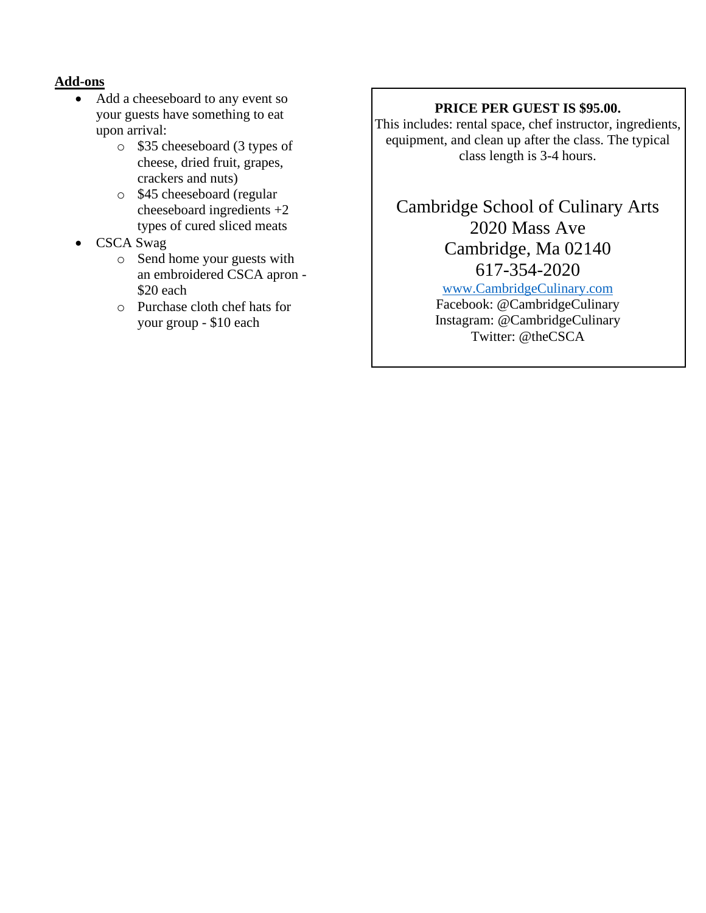**Add-ons**

- Add a cheeseboard to any event so your guests have something to eat upon arrival:
    - $35 cheeseboard (3 types of cheese, dried fruit, grapes, crackers and nuts)
    - $45 cheeseboard (regular cheeseboard ingredients +2 types of cured sliced meats
- CSCA Swag
    - Send home your guests with an embroidered CSCA apron - $20 each
    - Purchase cloth chef hats for your group - $10 each

**PRICE PER GUEST IS $95.00.**
This includes: rental space, chef instructor, ingredients, equipment, and clean up after the class. The typical class length is 3-4 hours.

Cambridge School of Culinary Arts
2020 Mass Ave
Cambridge, Ma 02140
617-354-2020
www.CambridgeCulinary.com
Facebook: @CambridgeCulinary
Instagram: @CambridgeCulinary
Twitter: @theCSCA